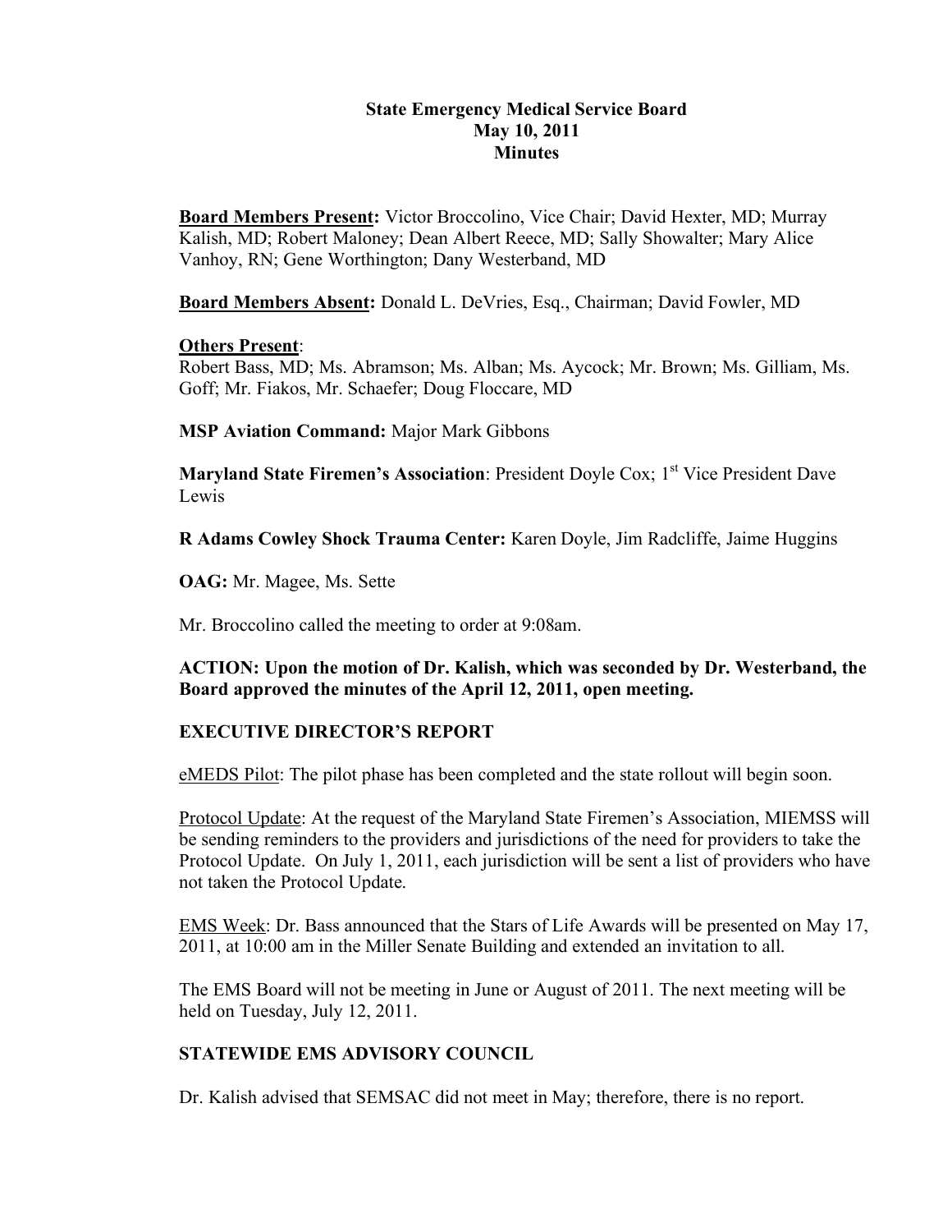# State Emergency Medical Service Board
## May 10, 2011
## Minutes

**Board Members Present:** Victor Broccolino, Vice Chair; David Hexter, MD; Murray Kalish, MD; Robert Maloney; Dean Albert Reece, MD; Sally Showalter; Mary Alice Vanhoy, RN; Gene Worthington; Dany Westerband, MD

**Board Members Absent:** Donald L. DeVries, Esq., Chairman; David Fowler, MD

**Others Present**:
Robert Bass, MD; Ms. Abramson; Ms. Alban; Ms. Aycock; Mr. Brown; Ms. Gilliam, Ms. Goff; Mr. Fiakos, Mr. Schaefer; Doug Floccare, MD

**MSP Aviation Command:** Major Mark Gibbons

**Maryland State Firemen's Association**: President Doyle Cox; 1st Vice President Dave Lewis

**R Adams Cowley Shock Trauma Center:** Karen Doyle, Jim Radcliffe, Jaime Huggins

**OAG:** Mr. Magee, Ms. Sette

Mr. Broccolino called the meeting to order at 9:08am.

**ACTION: Upon the motion of Dr. Kalish, which was seconded by Dr. Westerband, the Board approved the minutes of the April 12, 2011, open meeting.**

## EXECUTIVE DIRECTOR'S REPORT

eMEDS Pilot: The pilot phase has been completed and the state rollout will begin soon.

Protocol Update: At the request of the Maryland State Firemen's Association, MIEMSS will be sending reminders to the providers and jurisdictions of the need for providers to take the Protocol Update. On July 1, 2011, each jurisdiction will be sent a list of providers who have not taken the Protocol Update.

EMS Week: Dr. Bass announced that the Stars of Life Awards will be presented on May 17, 2011, at 10:00 am in the Miller Senate Building and extended an invitation to all.

The EMS Board will not be meeting in June or August of 2011. The next meeting will be held on Tuesday, July 12, 2011.

## STATEWIDE EMS ADVISORY COUNCIL

Dr. Kalish advised that SEMSAC did not meet in May; therefore, there is no report.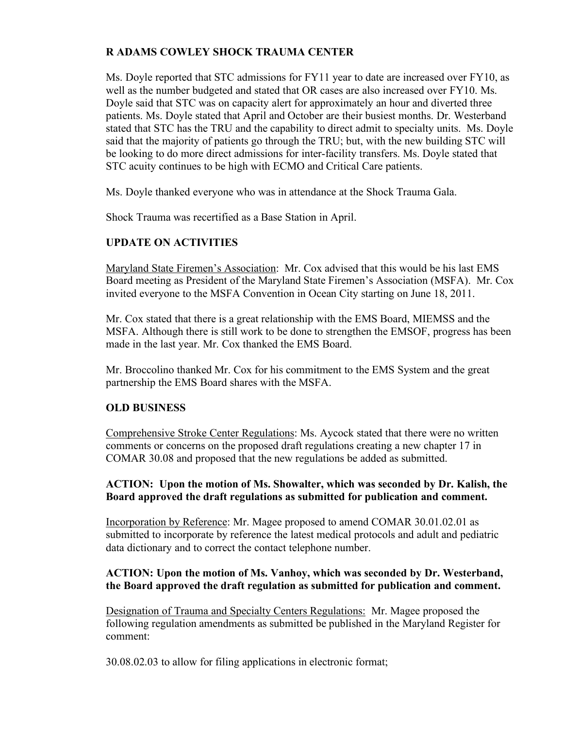## R ADAMS COWLEY SHOCK TRAUMA CENTER

Ms. Doyle reported that STC admissions for FY11 year to date are increased over FY10, as well as the number budgeted and stated that OR cases are also increased over FY10. Ms. Doyle said that STC was on capacity alert for approximately an hour and diverted three patients. Ms. Doyle stated that April and October are their busiest months. Dr. Westerband stated that STC has the TRU and the capability to direct admit to specialty units. Ms. Doyle said that the majority of patients go through the TRU; but, with the new building STC will be looking to do more direct admissions for inter-facility transfers. Ms. Doyle stated that STC acuity continues to be high with ECMO and Critical Care patients.

Ms. Doyle thanked everyone who was in attendance at the Shock Trauma Gala.

Shock Trauma was recertified as a Base Station in April.

## UPDATE ON ACTIVITIES

Maryland State Firemen's Association: Mr. Cox advised that this would be his last EMS Board meeting as President of the Maryland State Firemen's Association (MSFA). Mr. Cox invited everyone to the MSFA Convention in Ocean City starting on June 18, 2011.

Mr. Cox stated that there is a great relationship with the EMS Board, MIEMSS and the MSFA. Although there is still work to be done to strengthen the EMSOF, progress has been made in the last year. Mr. Cox thanked the EMS Board.

Mr. Broccolino thanked Mr. Cox for his commitment to the EMS System and the great partnership the EMS Board shares with the MSFA.

## OLD BUSINESS

Comprehensive Stroke Center Regulations: Ms. Aycock stated that there were no written comments or concerns on the proposed draft regulations creating a new chapter 17 in COMAR 30.08 and proposed that the new regulations be added as submitted.

**ACTION: Upon the motion of Ms. Showalter, which was seconded by Dr. Kalish, the Board approved the draft regulations as submitted for publication and comment.**

Incorporation by Reference: Mr. Magee proposed to amend COMAR 30.01.02.01 as submitted to incorporate by reference the latest medical protocols and adult and pediatric data dictionary and to correct the contact telephone number.

**ACTION: Upon the motion of Ms. Vanhoy, which was seconded by Dr. Westerband, the Board approved the draft regulation as submitted for publication and comment.**

Designation of Trauma and Specialty Centers Regulations: Mr. Magee proposed the following regulation amendments as submitted be published in the Maryland Register for comment:

30.08.02.03 to allow for filing applications in electronic format;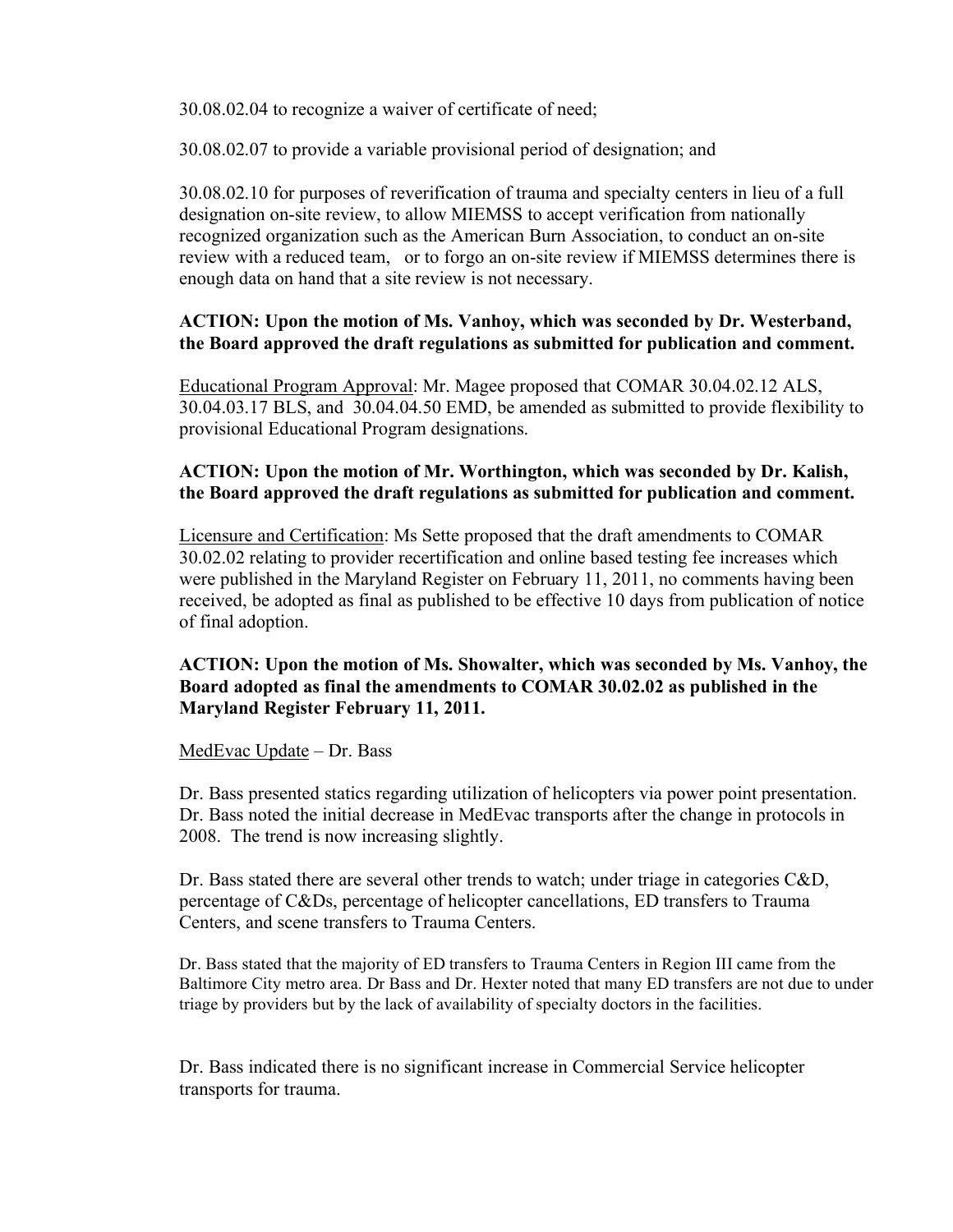30.08.02.04 to recognize a waiver of certificate of need;

30.08.02.07 to provide a variable provisional period of designation; and

30.08.02.10 for purposes of reverification of trauma and specialty centers in lieu of a full designation on-site review, to allow MIEMSS to accept verification from nationally recognized organization such as the American Burn Association, to conduct an on-site review with a reduced team, or to forgo an on-site review if MIEMSS determines there is enough data on hand that a site review is not necessary.

**ACTION: Upon the motion of Ms. Vanhoy, which was seconded by Dr. Westerband, the Board approved the draft regulations as submitted for publication and comment.**

Educational Program Approval: Mr. Magee proposed that COMAR 30.04.02.12 ALS, 30.04.03.17 BLS, and 30.04.04.50 EMD, be amended as submitted to provide flexibility to provisional Educational Program designations.

**ACTION: Upon the motion of Mr. Worthington, which was seconded by Dr. Kalish, the Board approved the draft regulations as submitted for publication and comment.**

Licensure and Certification: Ms Sette proposed that the draft amendments to COMAR 30.02.02 relating to provider recertification and online based testing fee increases which were published in the Maryland Register on February 11, 2011, no comments having been received, be adopted as final as published to be effective 10 days from publication of notice of final adoption.

**ACTION: Upon the motion of Ms. Showalter, which was seconded by Ms. Vanhoy, the Board adopted as final the amendments to COMAR 30.02.02 as published in the Maryland Register February 11, 2011.**

MedEvac Update – Dr. Bass

Dr. Bass presented statics regarding utilization of helicopters via power point presentation. Dr. Bass noted the initial decrease in MedEvac transports after the change in protocols in 2008. The trend is now increasing slightly.

Dr. Bass stated there are several other trends to watch; under triage in categories C&D, percentage of C&Ds, percentage of helicopter cancellations, ED transfers to Trauma Centers, and scene transfers to Trauma Centers.

Dr. Bass stated that the majority of ED transfers to Trauma Centers in Region III came from the Baltimore City metro area. Dr Bass and Dr. Hexter noted that many ED transfers are not due to under triage by providers but by the lack of availability of specialty doctors in the facilities.

Dr. Bass indicated there is no significant increase in Commercial Service helicopter transports for trauma.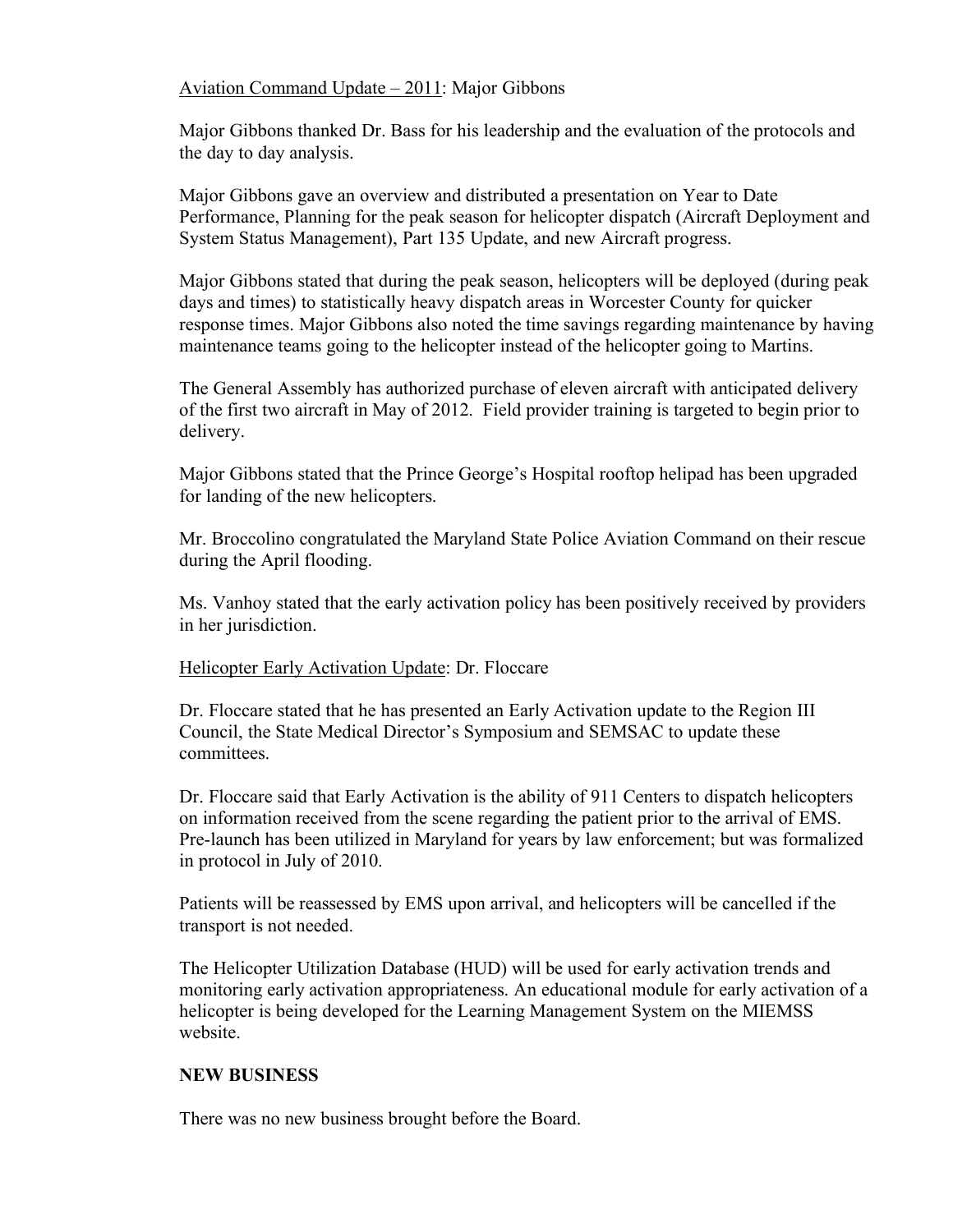Aviation Command Update – 2011: Major Gibbons

Major Gibbons thanked Dr. Bass for his leadership and the evaluation of the protocols and the day to day analysis.

Major Gibbons gave an overview and distributed a presentation on Year to Date Performance, Planning for the peak season for helicopter dispatch (Aircraft Deployment and System Status Management), Part 135 Update, and new Aircraft progress.

Major Gibbons stated that during the peak season, helicopters will be deployed (during peak days and times) to statistically heavy dispatch areas in Worcester County for quicker response times. Major Gibbons also noted the time savings regarding maintenance by having maintenance teams going to the helicopter instead of the helicopter going to Martins.

The General Assembly has authorized purchase of eleven aircraft with anticipated delivery of the first two aircraft in May of 2012. Field provider training is targeted to begin prior to delivery.

Major Gibbons stated that the Prince George's Hospital rooftop helipad has been upgraded for landing of the new helicopters.

Mr. Broccolino congratulated the Maryland State Police Aviation Command on their rescue during the April flooding.

Ms. Vanhoy stated that the early activation policy has been positively received by providers in her jurisdiction.

Helicopter Early Activation Update: Dr. Floccare

Dr. Floccare stated that he has presented an Early Activation update to the Region III Council, the State Medical Director's Symposium and SEMSAC to update these committees.

Dr. Floccare said that Early Activation is the ability of 911 Centers to dispatch helicopters on information received from the scene regarding the patient prior to the arrival of EMS. Pre-launch has been utilized in Maryland for years by law enforcement; but was formalized in protocol in July of 2010.

Patients will be reassessed by EMS upon arrival, and helicopters will be cancelled if the transport is not needed.

The Helicopter Utilization Database (HUD) will be used for early activation trends and monitoring early activation appropriateness. An educational module for early activation of a helicopter is being developed for the Learning Management System on the MIEMSS website.

**NEW BUSINESS**

There was no new business brought before the Board.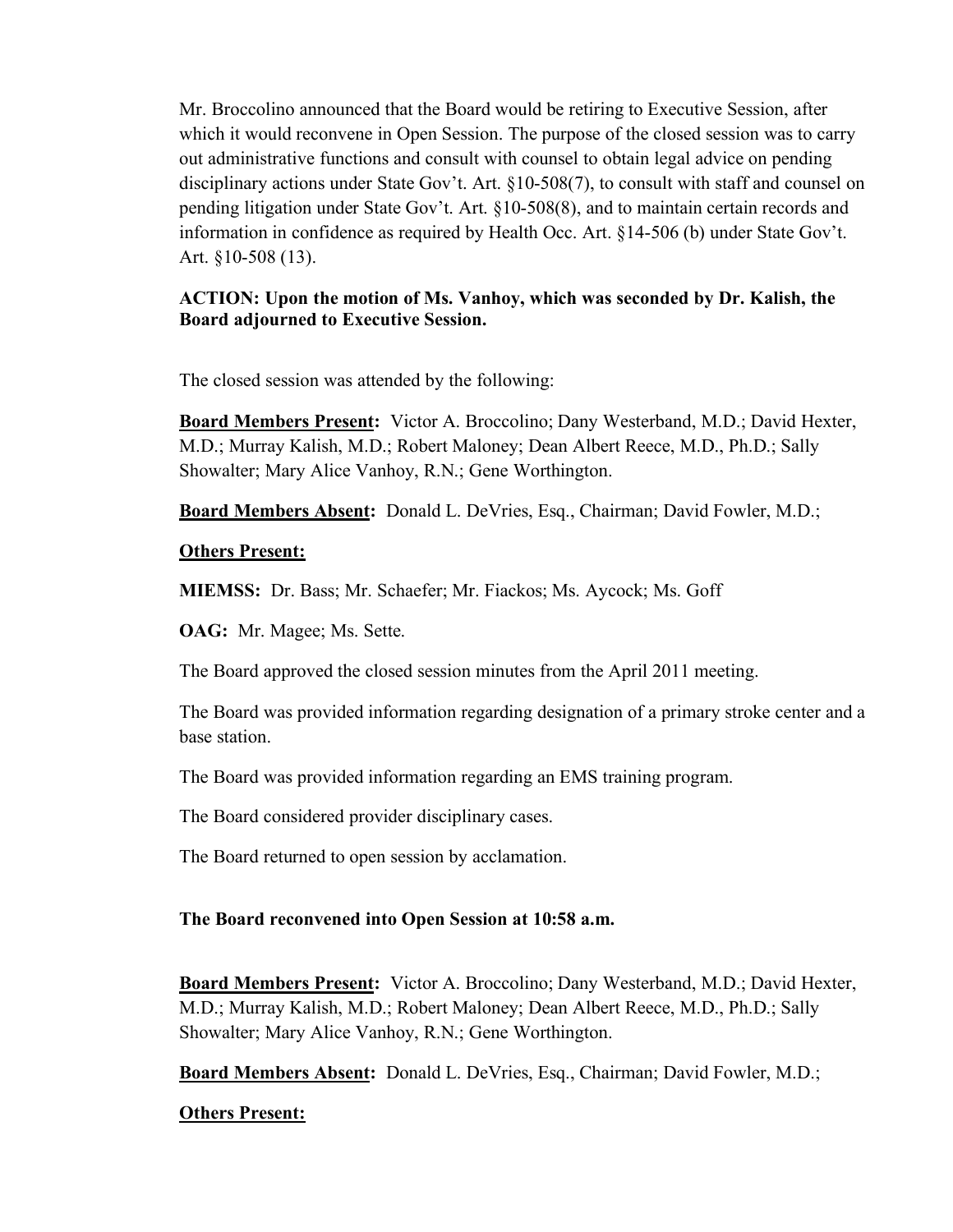Mr. Broccolino announced that the Board would be retiring to Executive Session, after which it would reconvene in Open Session. The purpose of the closed session was to carry out administrative functions and consult with counsel to obtain legal advice on pending disciplinary actions under State Gov't. Art. §10-508(7), to consult with staff and counsel on pending litigation under State Gov't. Art. §10-508(8), and to maintain certain records and information in confidence as required by Health Occ. Art. §14-506 (b) under State Gov't. Art. §10-508 (13).

**ACTION: Upon the motion of Ms. Vanhoy, which was seconded by Dr. Kalish, the Board adjourned to Executive Session.**

The closed session was attended by the following:

**Board Members Present:** Victor A. Broccolino; Dany Westerband, M.D.; David Hexter, M.D.; Murray Kalish, M.D.; Robert Maloney; Dean Albert Reece, M.D., Ph.D.; Sally Showalter; Mary Alice Vanhoy, R.N.; Gene Worthington.

**Board Members Absent:** Donald L. DeVries, Esq., Chairman; David Fowler, M.D.;

**Others Present:**

**MIEMSS:** Dr. Bass; Mr. Schaefer; Mr. Fiackos; Ms. Aycock; Ms. Goff

**OAG:** Mr. Magee; Ms. Sette.

The Board approved the closed session minutes from the April 2011 meeting.

The Board was provided information regarding designation of a primary stroke center and a base station.

The Board was provided information regarding an EMS training program.

The Board considered provider disciplinary cases.

The Board returned to open session by acclamation.

**The Board reconvened into Open Session at 10:58 a.m.**

**Board Members Present:** Victor A. Broccolino; Dany Westerband, M.D.; David Hexter, M.D.; Murray Kalish, M.D.; Robert Maloney; Dean Albert Reece, M.D., Ph.D.; Sally Showalter; Mary Alice Vanhoy, R.N.; Gene Worthington.

**Board Members Absent:** Donald L. DeVries, Esq., Chairman; David Fowler, M.D.;

**Others Present:**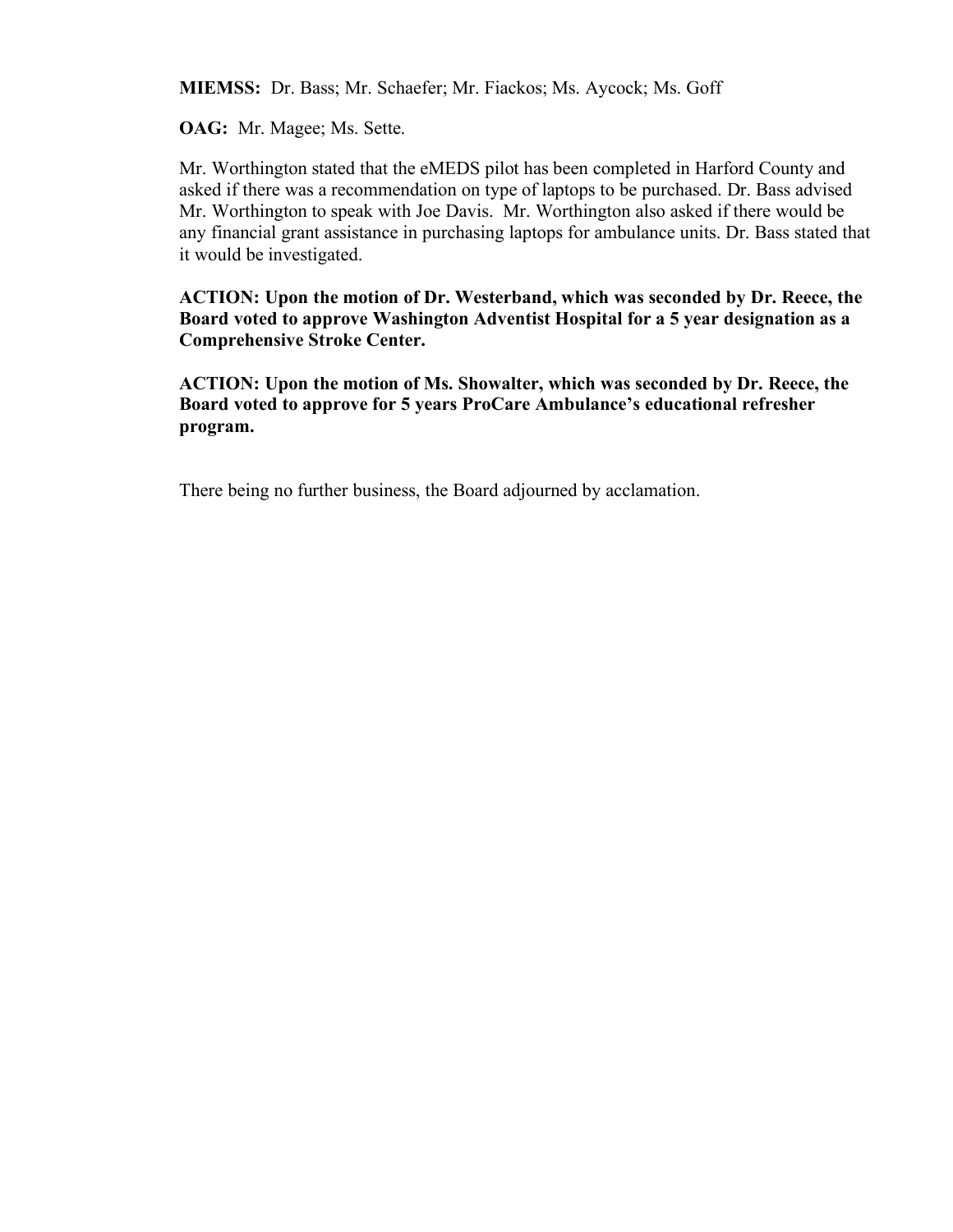**MIEMSS:** Dr. Bass; Mr. Schaefer; Mr. Fiackos; Ms. Aycock; Ms. Goff

**OAG:** Mr. Magee; Ms. Sette.

Mr. Worthington stated that the eMEDS pilot has been completed in Harford County and asked if there was a recommendation on type of laptops to be purchased. Dr. Bass advised Mr. Worthington to speak with Joe Davis. Mr. Worthington also asked if there would be any financial grant assistance in purchasing laptops for ambulance units. Dr. Bass stated that it would be investigated.

**ACTION: Upon the motion of Dr. Westerband, which was seconded by Dr. Reece, the Board voted to approve Washington Adventist Hospital for a 5 year designation as a Comprehensive Stroke Center.**

**ACTION: Upon the motion of Ms. Showalter, which was seconded by Dr. Reece, the Board voted to approve for 5 years ProCare Ambulance's educational refresher program.**

There being no further business, the Board adjourned by acclamation.